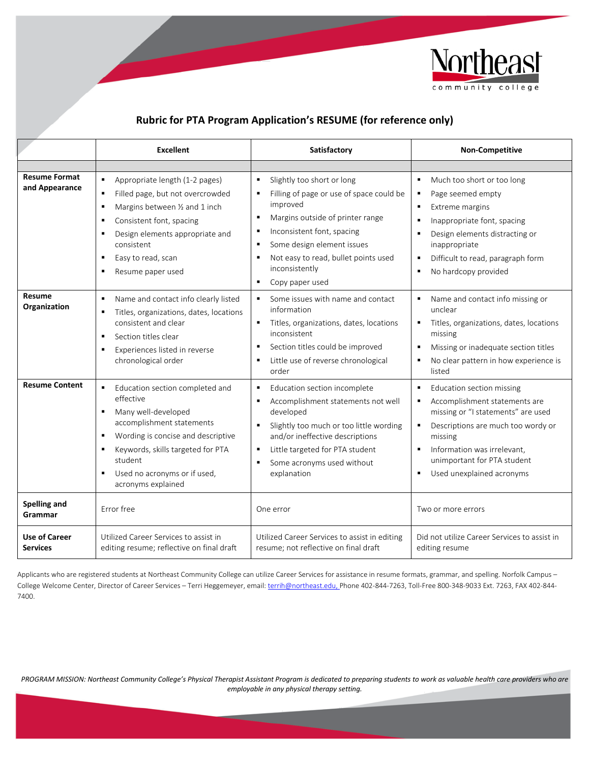Northeast community college

## Rubric for PTA Program Application's RESUME (for reference only)

| | Excellent | Satisfactory | Non-Competitive |
|---|---|---|---|
| **Resume Format and Appearance** | ▪ Appropriate length (1-2 pages)<br>▪ Filled page, but not overcrowded<br>▪ Margins between ½ and 1 inch<br>▪ Consistent font, spacing<br>▪ Design elements appropriate and consistent<br>▪ Easy to read, scan<br>▪ Resume paper used | ▪ Slightly too short or long<br>▪ Filling of page or use of space could be improved<br>▪ Margins outside of printer range<br>▪ Inconsistent font, spacing<br>▪ Some design element issues<br>▪ Not easy to read, bullet points used inconsistently<br>▪ Copy paper used | ▪ Much too short or too long<br>▪ Page seemed empty<br>▪ Extreme margins<br>▪ Inappropriate font, spacing<br>▪ Design elements distracting or inappropriate<br>▪ Difficult to read, paragraph form<br>▪ No hardcopy provided |
| **Resume Organization** | ▪ Name and contact info clearly listed<br>▪ Titles, organizations, dates, locations consistent and clear<br>▪ Section titles clear<br>▪ Experiences listed in reverse chronological order | ▪ Some issues with name and contact information<br>▪ Titles, organizations, dates, locations inconsistent<br>▪ Section titles could be improved<br>▪ Little use of reverse chronological order | ▪ Name and contact info missing or unclear<br>▪ Titles, organizations, dates, locations missing<br>▪ Missing or inadequate section titles<br>▪ No clear pattern in how experience is listed |
| **Resume Content** | ▪ Education section completed and effective<br>▪ Many well-developed accomplishment statements<br>▪ Wording is concise and descriptive<br>▪ Keywords, skills targeted for PTA student<br>▪ Used no acronyms or if used, acronyms explained | ▪ Education section incomplete<br>▪ Accomplishment statements not well developed<br>▪ Slightly too much or too little wording and/or ineffective descriptions<br>▪ Little targeted for PTA student<br>▪ Some acronyms used without explanation | ▪ Education section missing<br>▪ Accomplishment statements are missing or "I statements" are used<br>▪ Descriptions are much too wordy or missing<br>▪ Information was irrelevant, unimportant for PTA student<br>▪ Used unexplained acronyms |
| **Spelling and Grammar** | Error free | One error | Two or more errors |
| **Use of Career Services** | Utilized Career Services to assist in editing resume; reflective on final draft | Utilized Career Services to assist in editing resume; not reflective on final draft | Did not utilize Career Services to assist in editing resume |

Applicants who are registered students at Northeast Community College can utilize Career Services for assistance in resume formats, grammar, and spelling. Norfolk Campus – College Welcome Center, Director of Career Services – Terri Heggemeyer, email: terrih@northeast.edu, Phone 402-844-7263, Toll-Free 800-348-9033 Ext. 7263, FAX 402-844-7400.

*PROGRAM MISSION: Northeast Community College's Physical Therapist Assistant Program is dedicated to preparing students to work as valuable health care providers who are employable in any physical therapy setting.*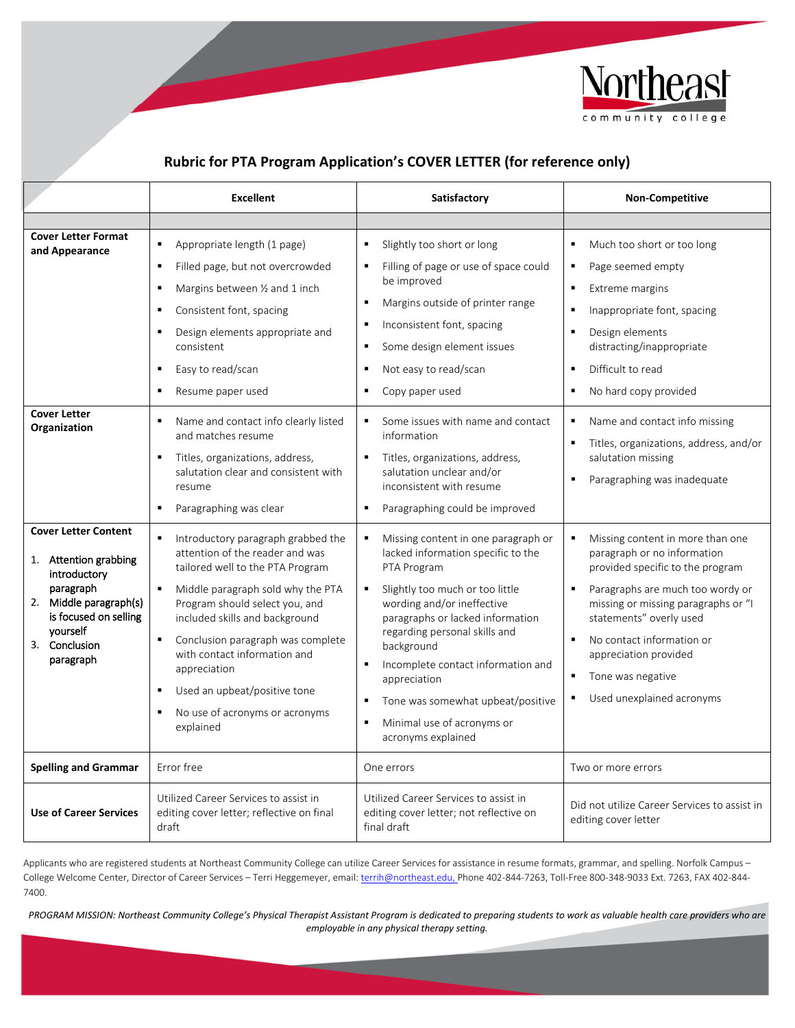## Rubric for PTA Program Application's COVER LETTER (for reference only)

| | Excellent | Satisfactory | Non-Competitive |
|---|---|---|---|
| | | | |
| **Cover Letter Format and Appearance** | ▪ Appropriate length (1 page)<br>▪ Filled page, but not overcrowded<br>▪ Margins between ½ and 1 inch<br>▪ Consistent font, spacing<br>▪ Design elements appropriate and consistent<br>▪ Easy to read/scan<br>▪ Resume paper used | ▪ Slightly too short or long<br>▪ Filling of page or use of space could be improved<br>▪ Margins outside of printer range<br>▪ Inconsistent font, spacing<br>▪ Some design element issues<br>▪ Not easy to read/scan<br>▪ Copy paper used | ▪ Much too short or too long<br>▪ Page seemed empty<br>▪ Extreme margins<br>▪ Inappropriate font, spacing<br>▪ Design elements distracting/inappropriate<br>▪ Difficult to read<br>▪ No hard copy provided |
| **Cover Letter Organization** | ▪ Name and contact info clearly listed and matches resume<br>▪ Titles, organizations, address, salutation clear and consistent with resume<br>▪ Paragraphing was clear | ▪ Some issues with name and contact information<br>▪ Titles, organizations, address, salutation unclear and/or inconsistent with resume<br>▪ Paragraphing could be improved | ▪ Name and contact info missing<br>▪ Titles, organizations, address, and/or salutation missing<br>▪ Paragraphing was inadequate |
| **Cover Letter Content**<br>1. Attention grabbing introductory paragraph<br>2. Middle paragraph(s) is focused on selling yourself<br>3. Conclusion paragraph | ▪ Introductory paragraph grabbed the attention of the reader and was tailored well to the PTA Program<br>▪ Middle paragraph sold why the PTA Program should select you, and included skills and background<br>▪ Conclusion paragraph was complete with contact information and appreciation<br>▪ Used an upbeat/positive tone<br>▪ No use of acronyms or acronyms explained | ▪ Missing content in one paragraph or lacked information specific to the PTA Program<br>▪ Slightly too much or too little wording and/or ineffective paragraphs or lacked information regarding personal skills and background<br>▪ Incomplete contact information and appreciation<br>▪ Tone was somewhat upbeat/positive<br>▪ Minimal use of acronyms or acronyms explained | ▪ Missing content in more than one paragraph or no information provided specific to the program<br>▪ Paragraphs are much too wordy or missing or missing paragraphs or "I statements" overly used<br>▪ No contact information or appreciation provided<br>▪ Tone was negative<br>▪ Used unexplained acronyms |
| **Spelling and Grammar** | Error free | One errors | Two or more errors |
| **Use of Career Services** | Utilized Career Services to assist in editing cover letter; reflective on final draft | Utilized Career Services to assist in editing cover letter; not reflective on final draft | Did not utilize Career Services to assist in editing cover letter |

Applicants who are registered students at Northeast Community College can utilize Career Services for assistance in resume formats, grammar, and spelling. Norfolk Campus – College Welcome Center, Director of Career Services – Terri Heggemeyer, email: terrih@northeast.edu, Phone 402-844-7263, Toll-Free 800-348-9033 Ext. 7263, FAX 402-844-7400.

*PROGRAM MISSION: Northeast Community College's Physical Therapist Assistant Program is dedicated to preparing students to work as valuable health care providers who are employable in any physical therapy setting.*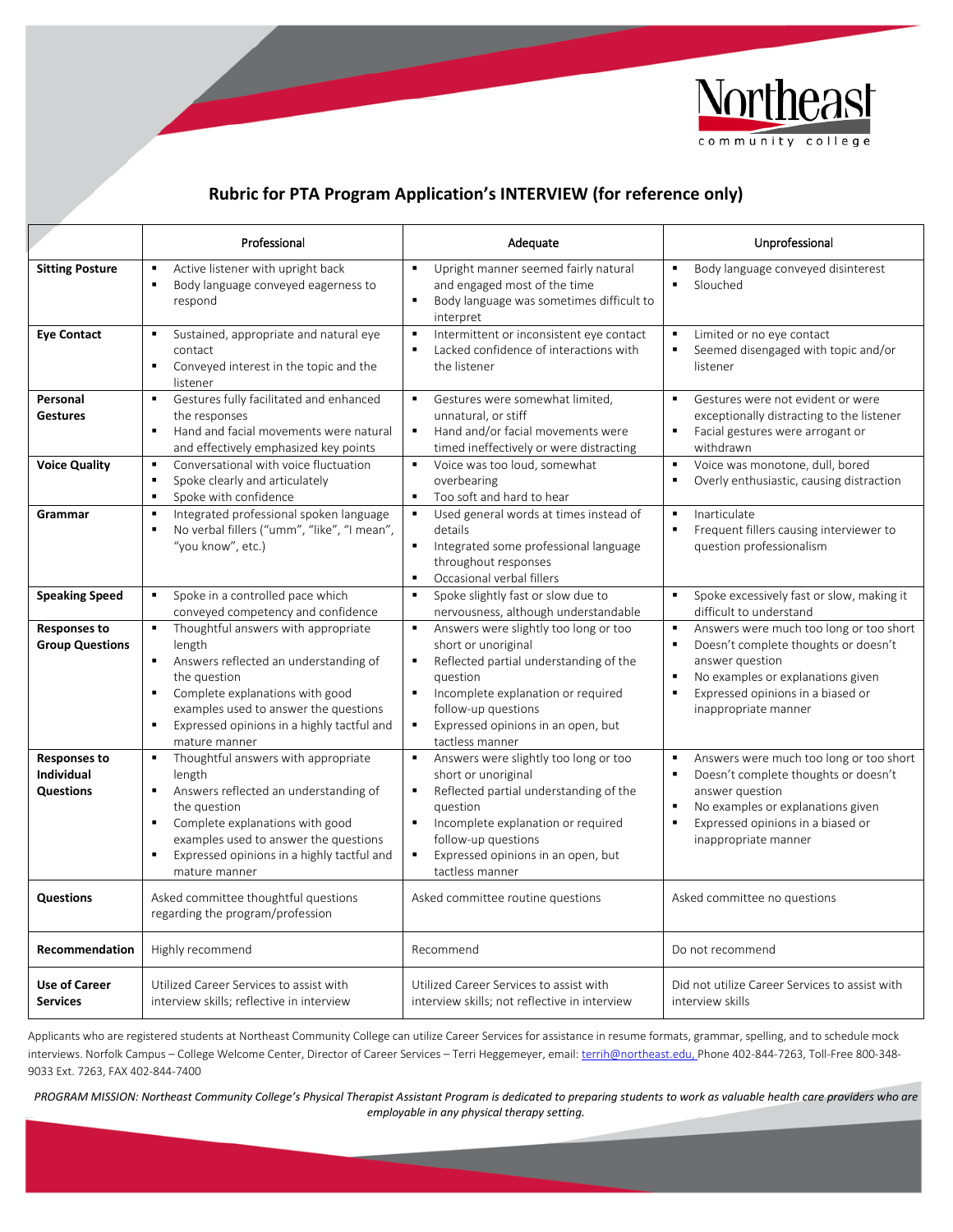## Rubric for PTA Program Application's INTERVIEW (for reference only)

| | Professional | Adequate | Unprofessional |
|---|---|---|---|
| **Sitting Posture** | ▪ Active listener with upright back<br>▪ Body language conveyed eagerness to respond | ▪ Upright manner seemed fairly natural and engaged most of the time<br>▪ Body language was sometimes difficult to interpret | ▪ Body language conveyed disinterest<br>▪ Slouched |
| **Eye Contact** | ▪ Sustained, appropriate and natural eye contact<br>▪ Conveyed interest in the topic and the listener | ▪ Intermittent or inconsistent eye contact<br>▪ Lacked confidence of interactions with the listener | ▪ Limited or no eye contact<br>▪ Seemed disengaged with topic and/or listener |
| **Personal Gestures** | ▪ Gestures fully facilitated and enhanced the responses<br>▪ Hand and facial movements were natural and effectively emphasized key points | ▪ Gestures were somewhat limited, unnatural, or stiff<br>▪ Hand and/or facial movements were timed ineffectively or were distracting | ▪ Gestures were not evident or were exceptionally distracting to the listener<br>▪ Facial gestures were arrogant or withdrawn |
| **Voice Quality** | ▪ Conversational with voice fluctuation<br>▪ Spoke clearly and articulately<br>▪ Spoke with confidence | ▪ Voice was too loud, somewhat overbearing<br>▪ Too soft and hard to hear | ▪ Voice was monotone, dull, bored<br>▪ Overly enthusiastic, causing distraction |
| **Grammar** | ▪ Integrated professional spoken language<br>▪ No verbal fillers ("umm", "like", "I mean", "you know", etc.) | ▪ Used general words at times instead of details<br>▪ Integrated some professional language throughout responses<br>▪ Occasional verbal fillers | ▪ Inarticulate<br>▪ Frequent fillers causing interviewer to question professionalism |
| **Speaking Speed** | ▪ Spoke in a controlled pace which conveyed competency and confidence | ▪ Spoke slightly fast or slow due to nervousness, although understandable | ▪ Spoke excessively fast or slow, making it difficult to understand |
| **Responses to Group Questions** | ▪ Thoughtful answers with appropriate length<br>▪ Answers reflected an understanding of the question<br>▪ Complete explanations with good examples used to answer the questions<br>▪ Expressed opinions in a highly tactful and mature manner | ▪ Answers were slightly too long or too short or unoriginal<br>▪ Reflected partial understanding of the question<br>▪ Incomplete explanation or required follow-up questions<br>▪ Expressed opinions in an open, but tactless manner | ▪ Answers were much too long or too short<br>▪ Doesn't complete thoughts or doesn't answer question<br>▪ No examples or explanations given<br>▪ Expressed opinions in a biased or inappropriate manner |
| **Responses to Individual Questions** | ▪ Thoughtful answers with appropriate length<br>▪ Answers reflected an understanding of the question<br>▪ Complete explanations with good examples used to answer the questions<br>▪ Expressed opinions in a highly tactful and mature manner | ▪ Answers were slightly too long or too short or unoriginal<br>▪ Reflected partial understanding of the question<br>▪ Incomplete explanation or required follow-up questions<br>▪ Expressed opinions in an open, but tactless manner | ▪ Answers were much too long or too short<br>▪ Doesn't complete thoughts or doesn't answer question<br>▪ No examples or explanations given<br>▪ Expressed opinions in a biased or inappropriate manner |
| **Questions** | Asked committee thoughtful questions regarding the program/profession | Asked committee routine questions | Asked committee no questions |
| **Recommendation** | Highly recommend | Recommend | Do not recommend |
| **Use of Career Services** | Utilized Career Services to assist with interview skills; reflective in interview | Utilized Career Services to assist with interview skills; not reflective in interview | Did not utilize Career Services to assist with interview skills |

Applicants who are registered students at Northeast Community College can utilize Career Services for assistance in resume formats, grammar, spelling, and to schedule mock interviews. Norfolk Campus – College Welcome Center, Director of Career Services – Terri Heggemeyer, email: terrih@northeast.edu, Phone 402-844-7263, Toll-Free 800-348-9033 Ext. 7263, FAX 402-844-7400

*PROGRAM MISSION: Northeast Community College's Physical Therapist Assistant Program is dedicated to preparing students to work as valuable health care providers who are employable in any physical therapy setting.*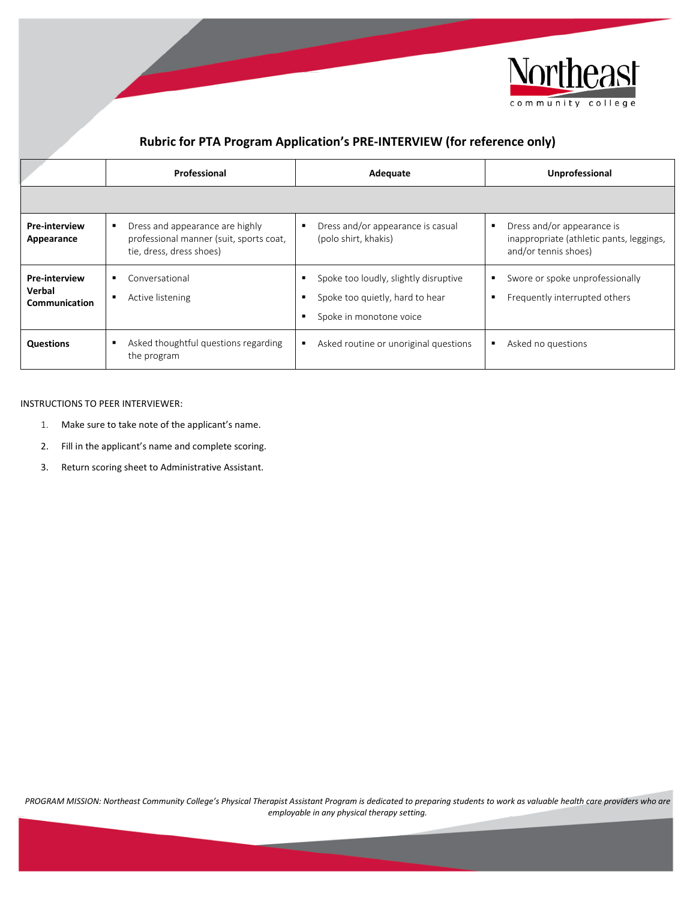## Rubric for PTA Program Application's PRE-INTERVIEW (for reference only)

| | Professional | Adequate | Unprofessional |
|---|---|---|---|
| | | | |
| **Pre-interview Appearance** | ▪ Dress and appearance are highly professional manner (suit, sports coat, tie, dress, dress shoes) | ▪ Dress and/or appearance is casual (polo shirt, khakis) | ▪ Dress and/or appearance is inappropriate (athletic pants, leggings, and/or tennis shoes) |
| **Pre-interview Verbal Communication** | ▪ Conversational<br>▪ Active listening | ▪ Spoke too loudly, slightly disruptive<br>▪ Spoke too quietly, hard to hear<br>▪ Spoke in monotone voice | ▪ Swore or spoke unprofessionally<br>▪ Frequently interrupted others |
| **Questions** | ▪ Asked thoughtful questions regarding the program | ▪ Asked routine or unoriginal questions | ▪ Asked no questions |

INSTRUCTIONS TO PEER INTERVIEWER:

1. Make sure to take note of the applicant's name.
2. Fill in the applicant's name and complete scoring.
3. Return scoring sheet to Administrative Assistant.

*PROGRAM MISSION: Northeast Community College's Physical Therapist Assistant Program is dedicated to preparing students to work as valuable health care providers who are employable in any physical therapy setting.*